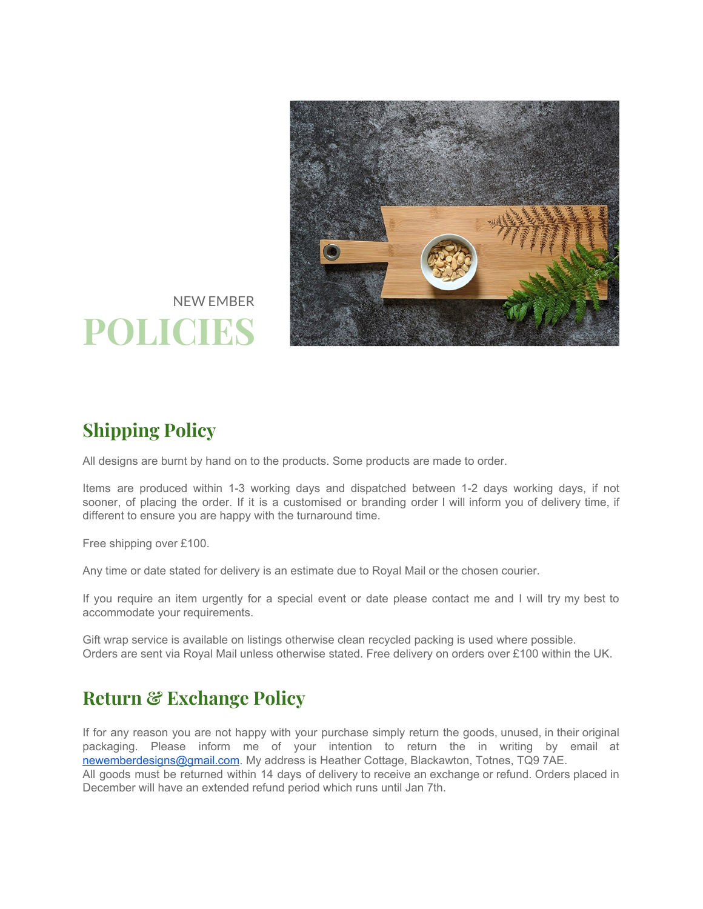NEW EMBER

# POLICIES

## Shipping Policy

All designs are burnt by hand on to the products. Some products are made to order.

Items are produced within 1-3 working days and dispatched between 1-2 days working days, if not sooner, of placing the order. If it is a customised or branding order I will inform you of delivery time, if different to ensure you are happy with the turnaround time.

Free shipping over £100.

Any time or date stated for delivery is an estimate due to Royal Mail or the chosen courier.

If you require an item urgently for a special event or date please contact me and I will try my best to accommodate your requirements.

Gift wrap service is available on listings otherwise clean recycled packing is used where possible.
Orders are sent via Royal Mail unless otherwise stated. Free delivery on orders over £100 within the UK.

## Return & Exchange Policy

If for any reason you are not happy with your purchase simply return the goods, unused, in their original packaging. Please inform me of your intention to return the in writing by email at newemberdesigns@gmail.com. My address is Heather Cottage, Blackawton, Totnes, TQ9 7AE.
All goods must be returned within 14 days of delivery to receive an exchange or refund. Orders placed in December will have an extended refund period which runs until Jan 7th.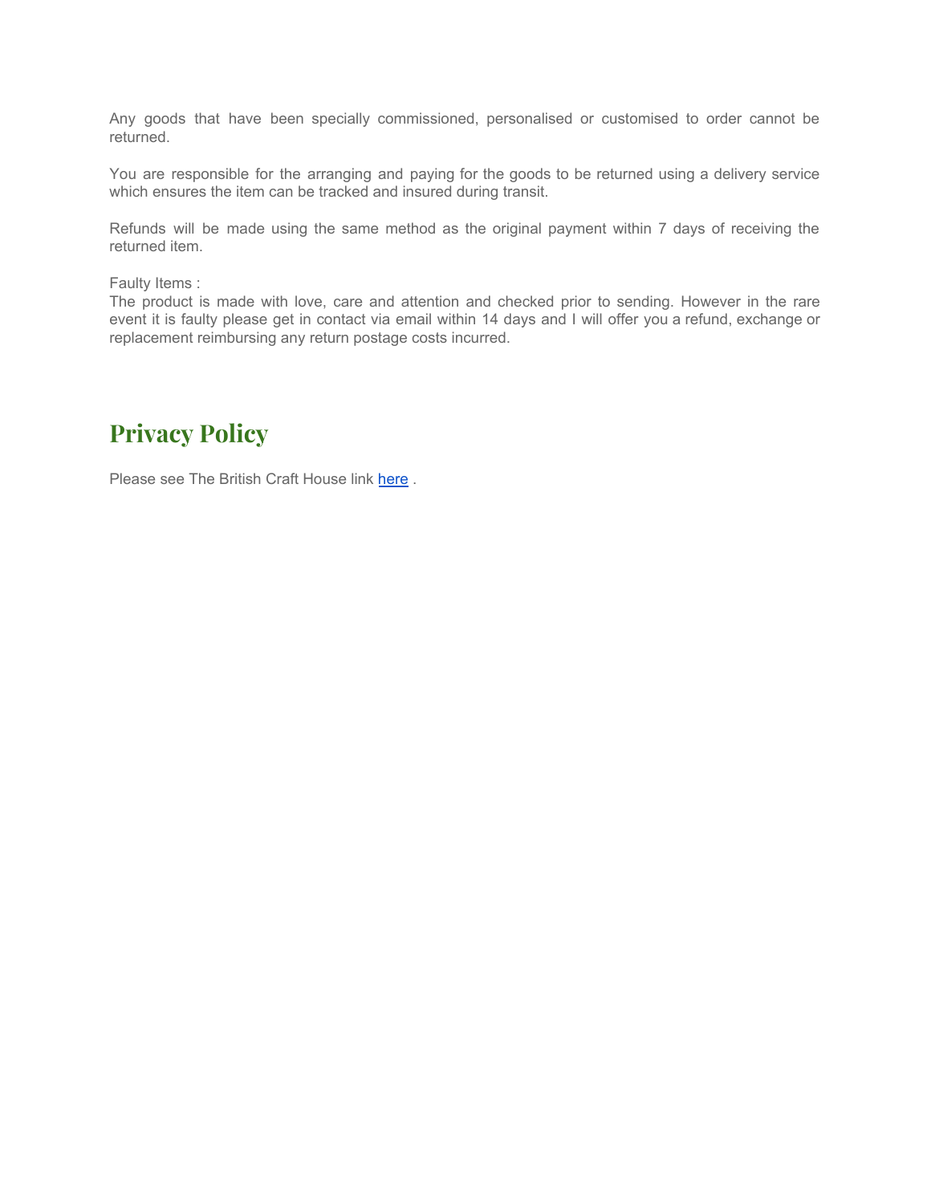Any goods that have been specially commissioned, personalised or customised to order cannot be returned.

You are responsible for the arranging and paying for the goods to be returned using a delivery service which ensures the item can be tracked and insured during transit.

Refunds will be made using the same method as the original payment within 7 days of receiving the returned item.

Faulty Items :
The product is made with love, care and attention and checked prior to sending. However in the rare event it is faulty please get in contact via email within 14 days and I will offer you a refund, exchange or replacement reimbursing any return postage costs incurred.

## Privacy Policy

Please see The British Craft House link here .